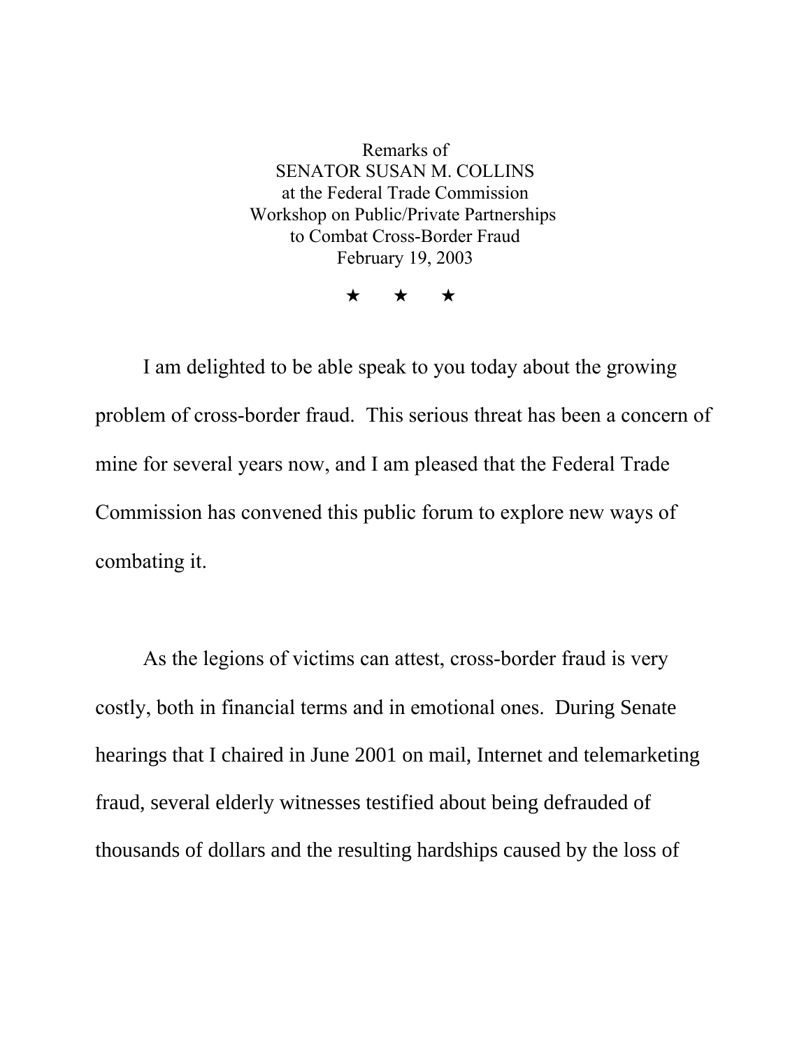Remarks of
SENATOR SUSAN M. COLLINS
at the Federal Trade Commission
Workshop on Public/Private Partnerships
to Combat Cross-Border Fraud
February 19, 2003

★ ★ ★

I am delighted to be able speak to you today about the growing problem of cross-border fraud. This serious threat has been a concern of mine for several years now, and I am pleased that the Federal Trade Commission has convened this public forum to explore new ways of combating it.

As the legions of victims can attest, cross-border fraud is very costly, both in financial terms and in emotional ones. During Senate hearings that I chaired in June 2001 on mail, Internet and telemarketing fraud, several elderly witnesses testified about being defrauded of thousands of dollars and the resulting hardships caused by the loss of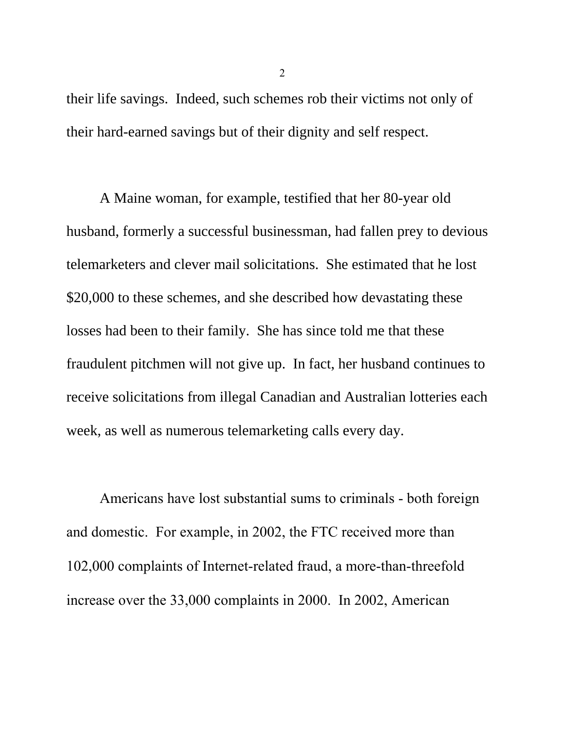their life savings.  Indeed, such schemes rob their victims not only of their hard-earned savings but of their dignity and self respect.

A Maine woman, for example, testified that her 80-year old husband, formerly a successful businessman, had fallen prey to devious telemarketers and clever mail solicitations.  She estimated that he lost $20,000 to these schemes, and she described how devastating these losses had been to their family.  She has since told me that these fraudulent pitchmen will not give up.  In fact, her husband continues to receive solicitations from illegal Canadian and Australian lotteries each week, as well as numerous telemarketing calls every day.

Americans have lost substantial sums to criminals - both foreign and domestic.  For example, in 2002, the FTC received more than 102,000 complaints of Internet-related fraud, a more-than-threefold increase over the 33,000 complaints in 2000.  In 2002, American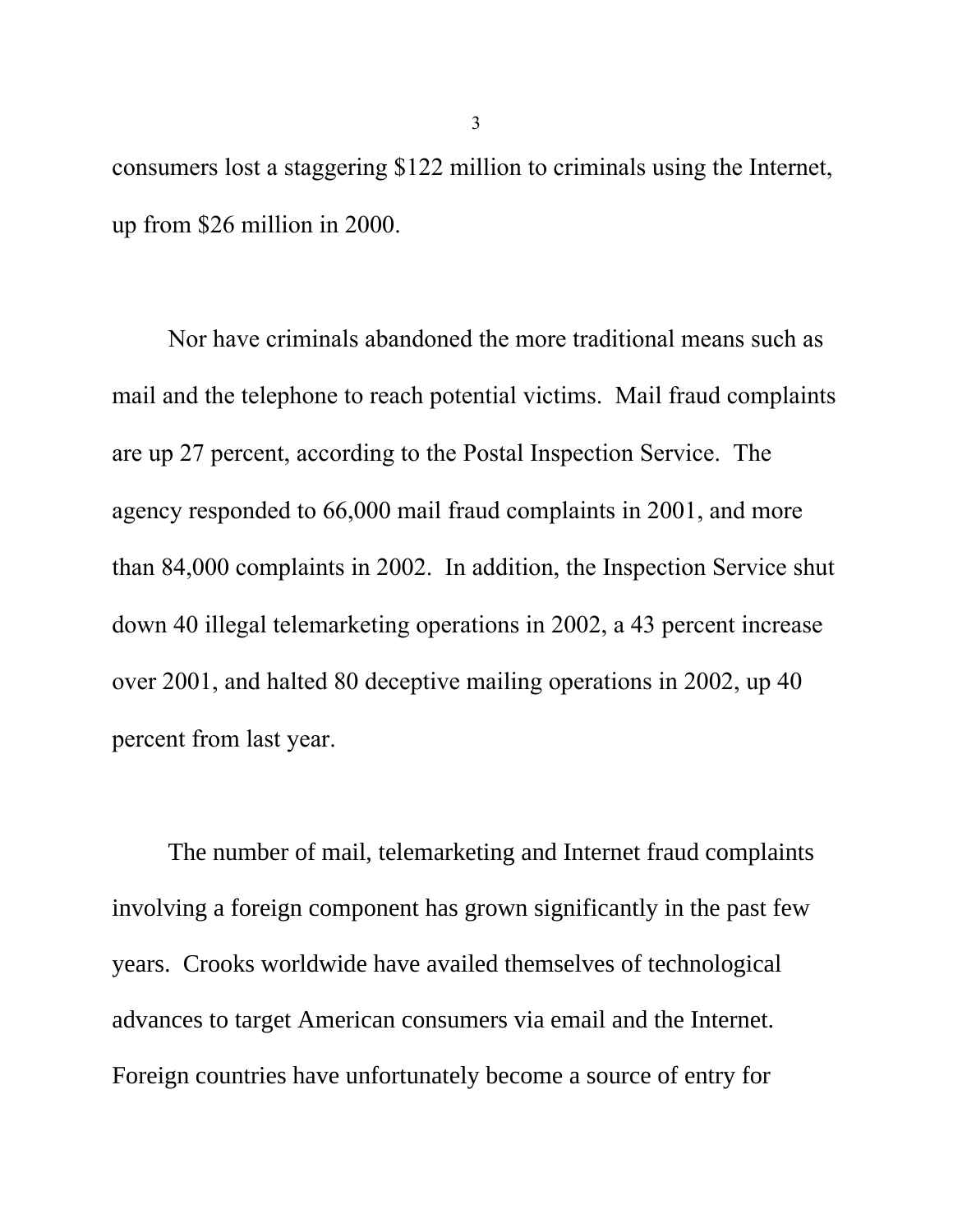consumers lost a staggering $122 million to criminals using the Internet, up from $26 million in 2000.

Nor have criminals abandoned the more traditional means such as mail and the telephone to reach potential victims. Mail fraud complaints are up 27 percent, according to the Postal Inspection Service. The agency responded to 66,000 mail fraud complaints in 2001, and more than 84,000 complaints in 2002. In addition, the Inspection Service shut down 40 illegal telemarketing operations in 2002, a 43 percent increase over 2001, and halted 80 deceptive mailing operations in 2002, up 40 percent from last year.

The number of mail, telemarketing and Internet fraud complaints involving a foreign component has grown significantly in the past few years. Crooks worldwide have availed themselves of technological advances to target American consumers via email and the Internet. Foreign countries have unfortunately become a source of entry for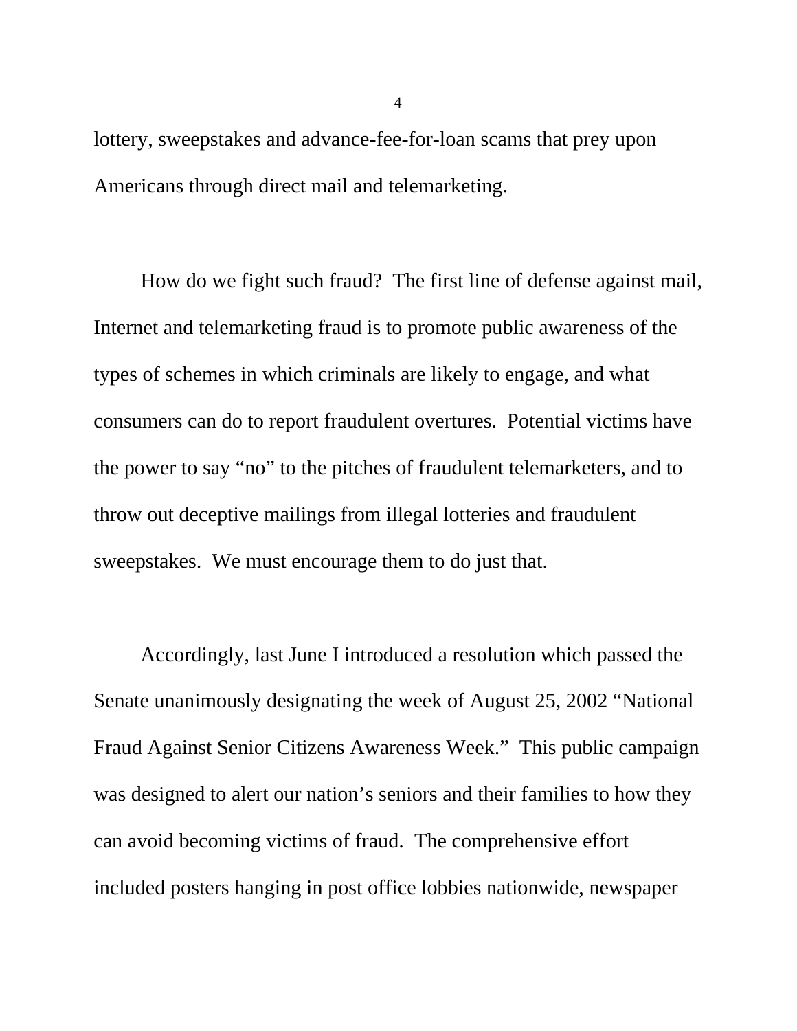lottery, sweepstakes and advance-fee-for-loan scams that prey upon Americans through direct mail and telemarketing.

How do we fight such fraud? The first line of defense against mail, Internet and telemarketing fraud is to promote public awareness of the types of schemes in which criminals are likely to engage, and what consumers can do to report fraudulent overtures. Potential victims have the power to say "no" to the pitches of fraudulent telemarketers, and to throw out deceptive mailings from illegal lotteries and fraudulent sweepstakes. We must encourage them to do just that.

Accordingly, last June I introduced a resolution which passed the Senate unanimously designating the week of August 25, 2002 "National Fraud Against Senior Citizens Awareness Week." This public campaign was designed to alert our nation's seniors and their families to how they can avoid becoming victims of fraud. The comprehensive effort included posters hanging in post office lobbies nationwide, newspaper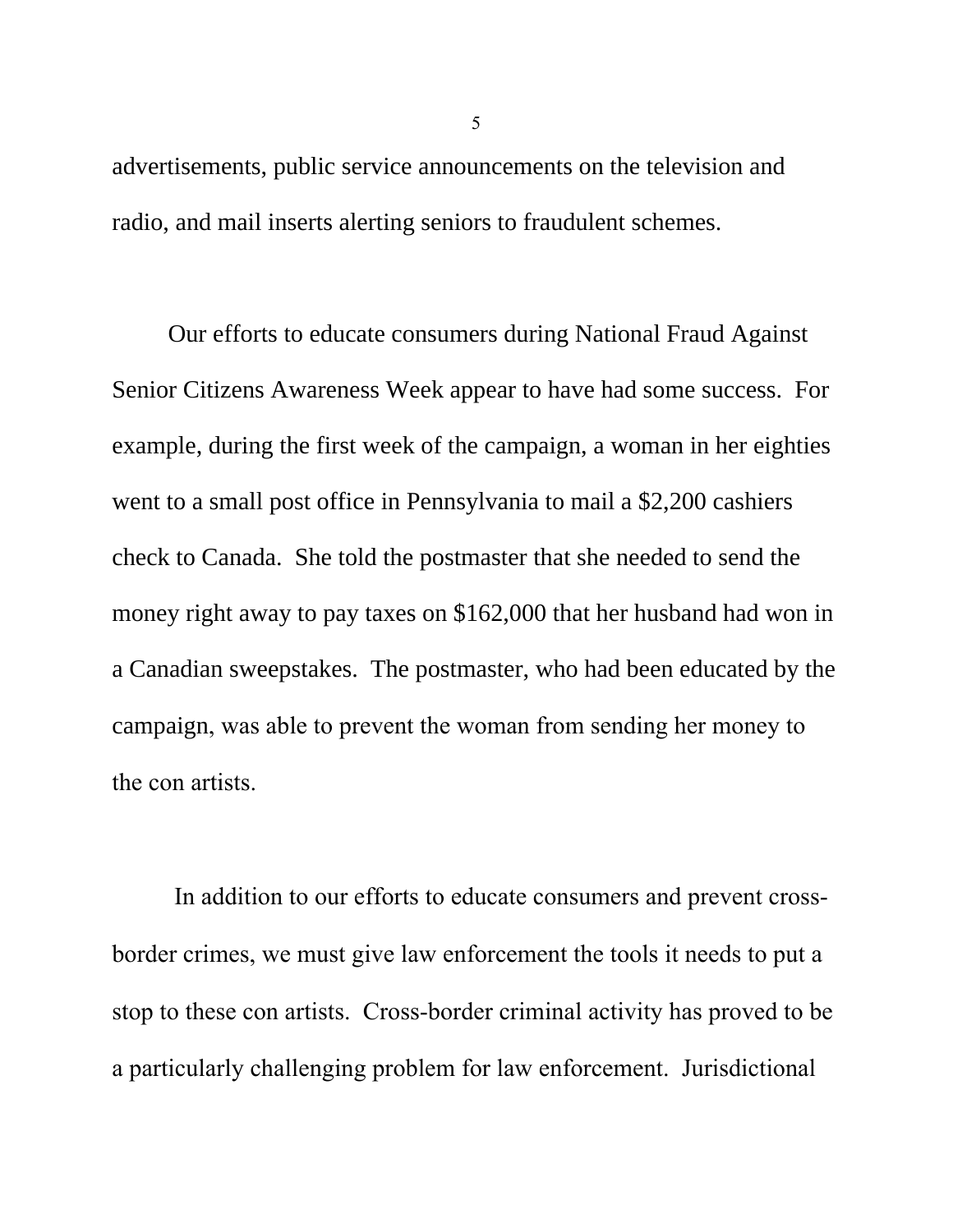advertisements, public service announcements on the television and radio, and mail inserts alerting seniors to fraudulent schemes.

Our efforts to educate consumers during National Fraud Against Senior Citizens Awareness Week appear to have had some success. For example, during the first week of the campaign, a woman in her eighties went to a small post office in Pennsylvania to mail a $2,200 cashiers check to Canada. She told the postmaster that she needed to send the money right away to pay taxes on $162,000 that her husband had won in a Canadian sweepstakes. The postmaster, who had been educated by the campaign, was able to prevent the woman from sending her money to the con artists.

In addition to our efforts to educate consumers and prevent cross-border crimes, we must give law enforcement the tools it needs to put a stop to these con artists. Cross-border criminal activity has proved to be a particularly challenging problem for law enforcement. Jurisdictional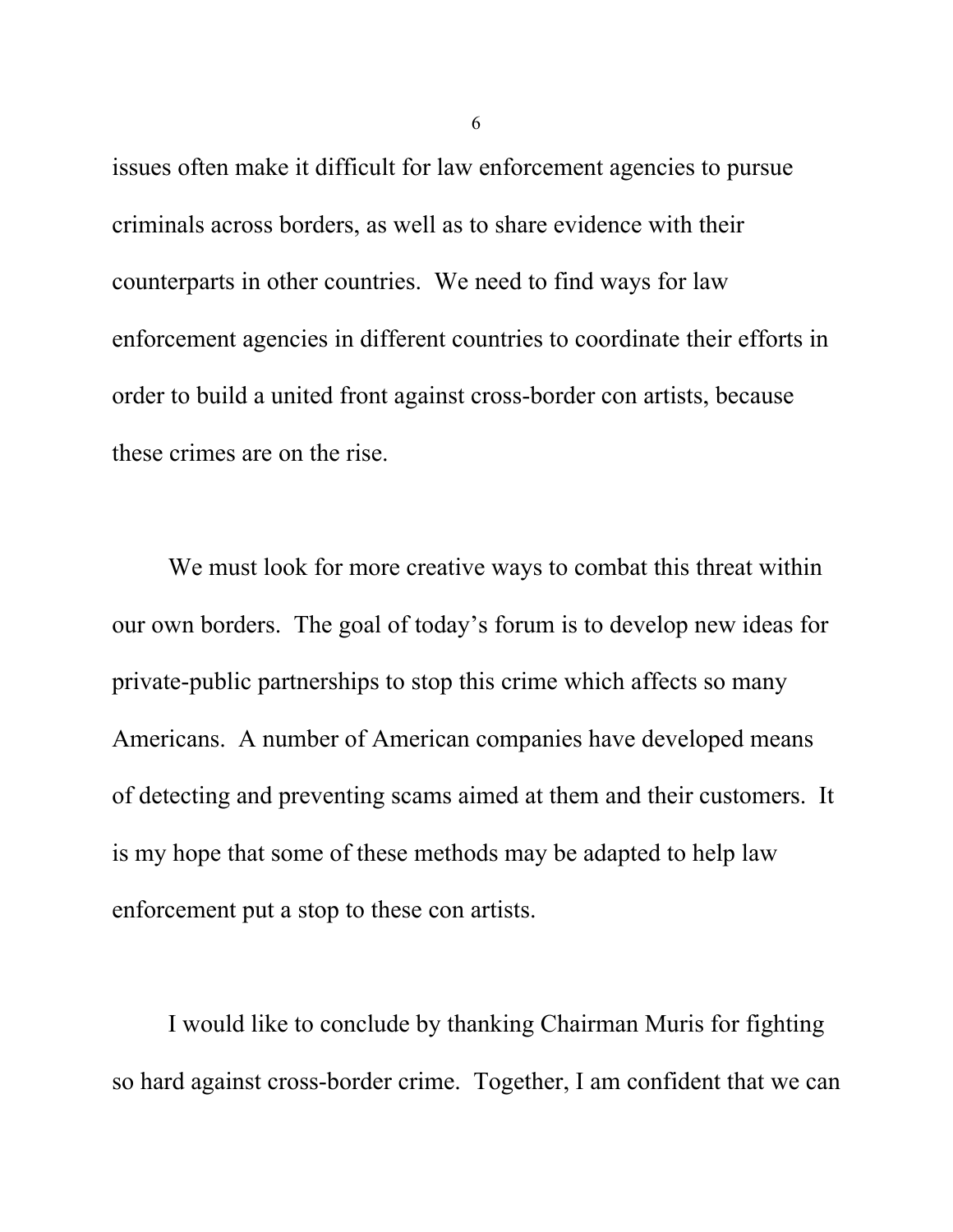issues often make it difficult for law enforcement agencies to pursue criminals across borders, as well as to share evidence with their counterparts in other countries. We need to find ways for law enforcement agencies in different countries to coordinate their efforts in order to build a united front against cross-border con artists, because these crimes are on the rise.

We must look for more creative ways to combat this threat within our own borders. The goal of today's forum is to develop new ideas for private-public partnerships to stop this crime which affects so many Americans. A number of American companies have developed means of detecting and preventing scams aimed at them and their customers. It is my hope that some of these methods may be adapted to help law enforcement put a stop to these con artists.

I would like to conclude by thanking Chairman Muris for fighting so hard against cross-border crime. Together, I am confident that we can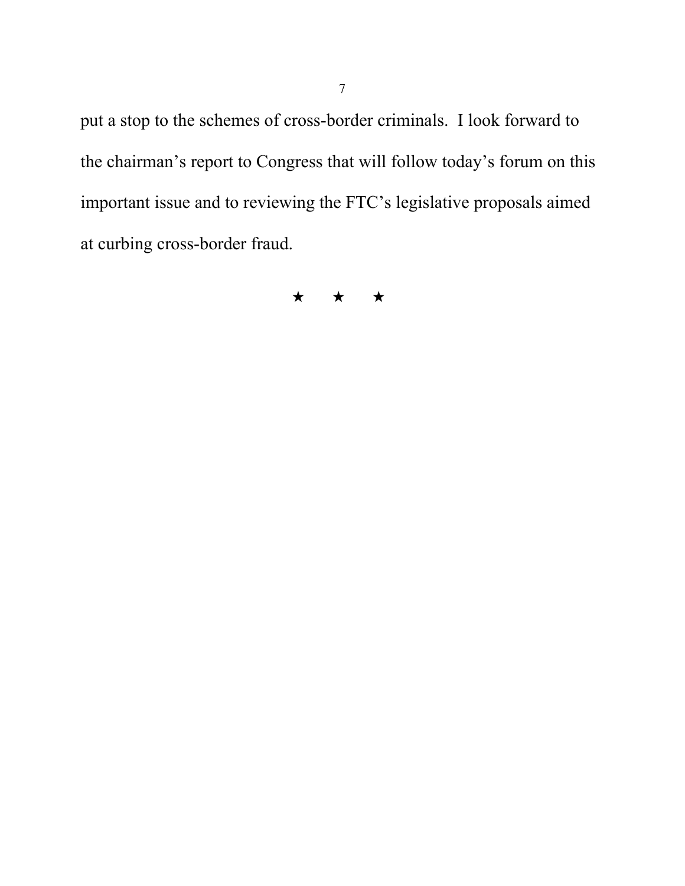put a stop to the schemes of cross-border criminals. I look forward to the chairman's report to Congress that will follow today's forum on this important issue and to reviewing the FTC's legislative proposals aimed at curbing cross-border fraud.

★ ★ ★